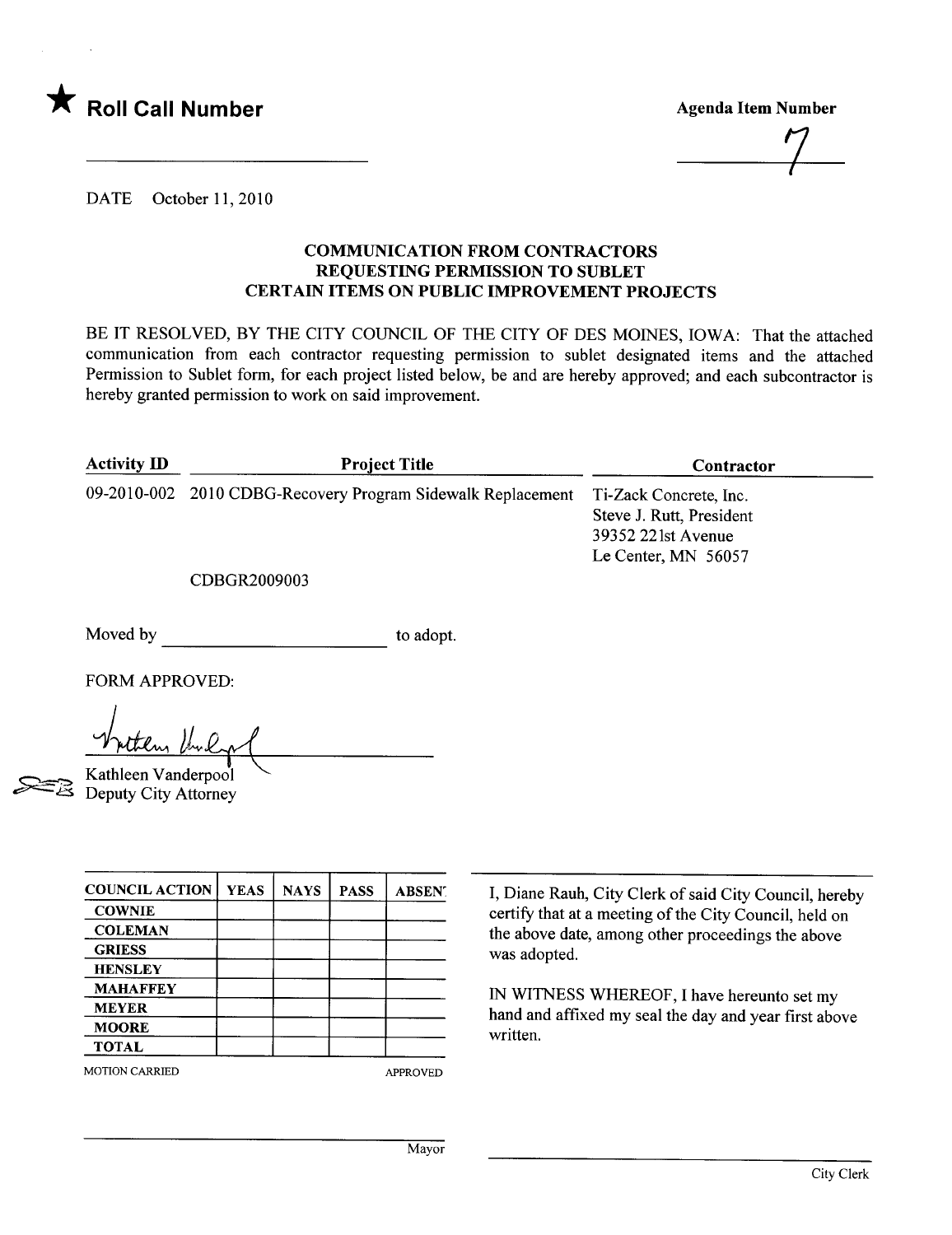★ **Roll Call Number** ______________________

**Agenda Item Number** 7

DATE October 11, 2010

### COMMUNICATION FROM CONTRACTORS REQUESTING PERMISSION TO SUBLET CERTAIN ITEMS ON PUBLIC IMPROVEMENT PROJECTS

BE IT RESOLVED, BY THE CITY COUNCIL OF THE CITY OF DES MOINES, IOWA: That the attached communication from each contractor requesting permission to sublet designated items and the attached Permission to Sublet form, for each project listed below, be and are hereby approved; and each subcontractor is hereby granted permission to work on said improvement.

| Activity ID | Project Title | Contractor |
|---|---|---|
| 09-2010-002 | 2010 CDBG-Recovery Program Sidewalk Replacement<br><br>CDBGR2009003 | Ti-Zack Concrete, Inc.<br>Steve J. Rutt, President<br>39352 221st Avenue<br>Le Center, MN 56057 |

Moved by ______________________ to adopt.

FORM APPROVED:

Kathleen Vanderpool
Deputy City Attorney

| COUNCIL ACTION | YEAS | NAYS | PASS | ABSENT |
|---|---|---|---|---|
| COWNIE | | | | |
| COLEMAN | | | | |
| GRIESS | | | | |
| HENSLEY | | | | |
| MAHAFFEY | | | | |
| MEYER | | | | |
| MOORE | | | | |
| TOTAL | | | | |

MOTION CARRIED APPROVED

______________________
Mayor

I, Diane Rauh, City Clerk of said City Council, hereby certify that at a meeting of the City Council, held on the above date, among other proceedings the above was adopted.

IN WITNESS WHEREOF, I have hereunto set my hand and affixed my seal the day and year first above written.

______________________
City Clerk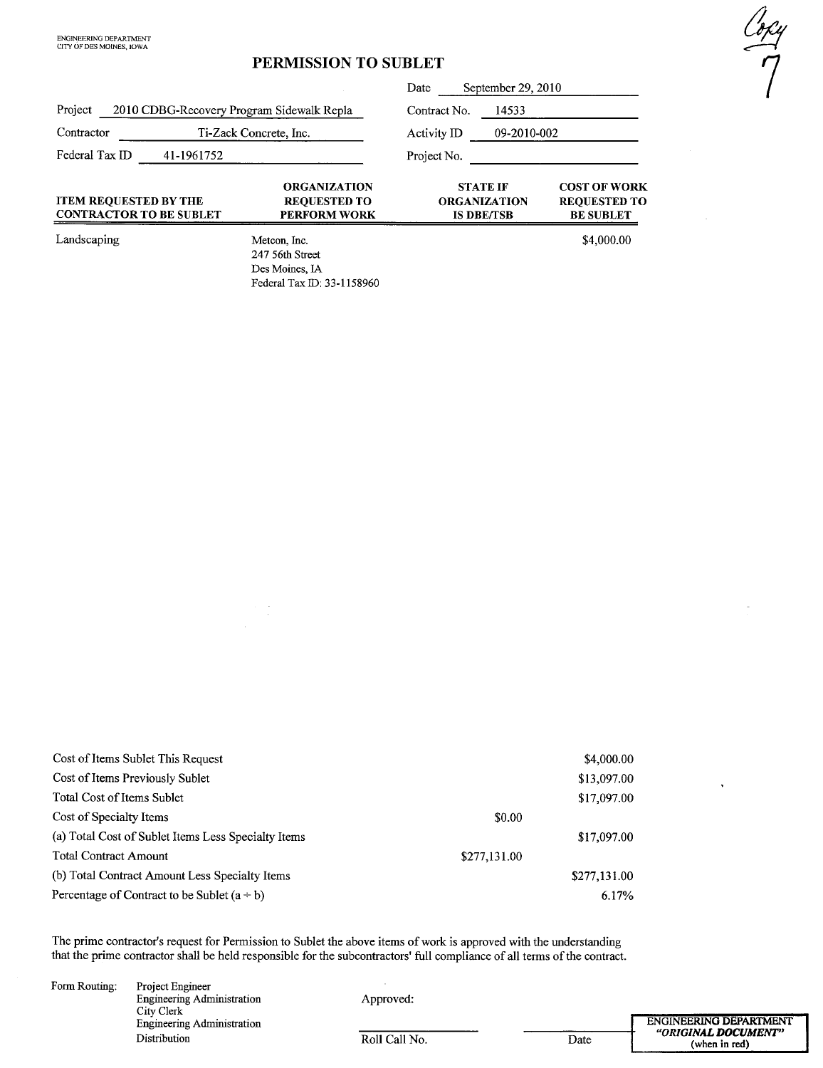ENGINEERING DEPARTMENT
CITY OF DES MOINES, IOWA

Copy 7

# PERMISSION TO SUBLET

| | | | |
|---|---|---|---|
| Project | 2010 CDBG-Recovery Program Sidewalk Repla | Date | September 29, 2010 |
| | | Contract No. | 14533 |
| Contractor | Ti-Zack Concrete, Inc. | Activity ID | 09-2010-002 |
| Federal Tax ID | 41-1961752 | Project No. | |

| ITEM REQUESTED BY THE CONTRACTOR TO BE SUBLET | ORGANIZATION REQUESTED TO PERFORM WORK | STATE IF ORGANIZATION IS DBE/TSB | COST OF WORK REQUESTED TO BE SUBLET |
|---|---|---|---|
| Landscaping | Metcon, Inc.<br>247 56th Street<br>Des Moines, IA<br>Federal Tax ID: 33-1158960 | | $4,000.00 |

| | | |
|---|---|---|
| Cost of Items Sublet This Request | | $4,000.00 |
| Cost of Items Previously Sublet | | $13,097.00 |
| Total Cost of Items Sublet | | $17,097.00 |
| Cost of Specialty Items | $0.00 | |
| (a) Total Cost of Sublet Items Less Specialty Items | | $17,097.00 |
| Total Contract Amount | $277,131.00 | |
| (b) Total Contract Amount Less Specialty Items | | $277,131.00 |
| Percentage of Contract to be Sublet (a ÷ b) | | 6.17% |

The prime contractor's request for Permission to Sublet the above items of work is approved with the understanding that the prime contractor shall be held responsible for the subcontractors' full compliance of all terms of the contract.

Form Routing:
- Project Engineer
- Engineering Administration
- City Clerk
- Engineering Administration
- Distribution

Approved:

Roll Call No. ____________ Date ____________

ENGINEERING DEPARTMENT
*"ORIGINAL DOCUMENT"*
(when in red)